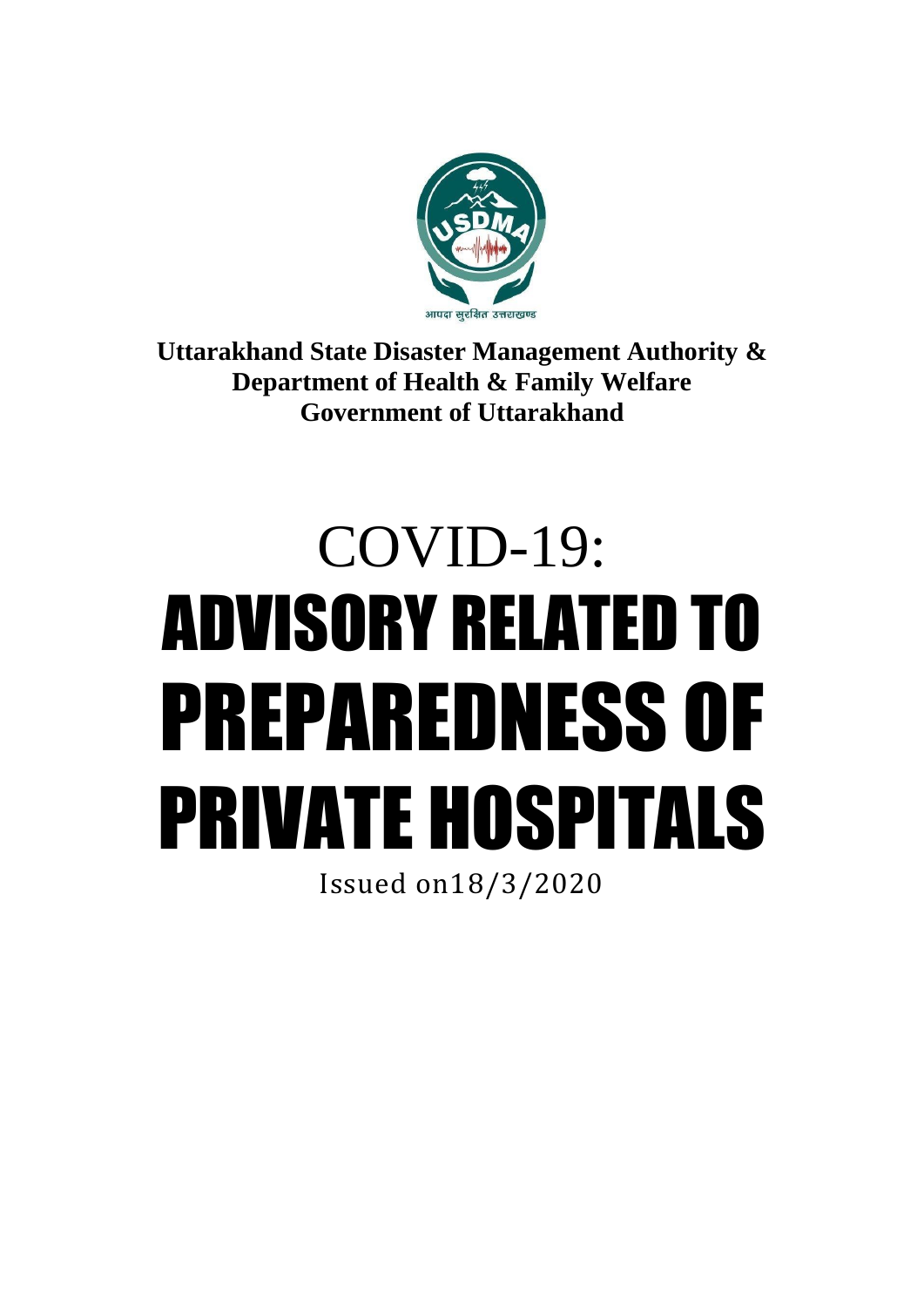**Uttarakhand State Disaster Management Authority &**
**Department of Health & Family Welfare**
**Government of Uttarakhand**

# COVID-19: ADVISORY RELATED TO PREPAREDNESS OF PRIVATE HOSPITALS

Issued on18/3/2020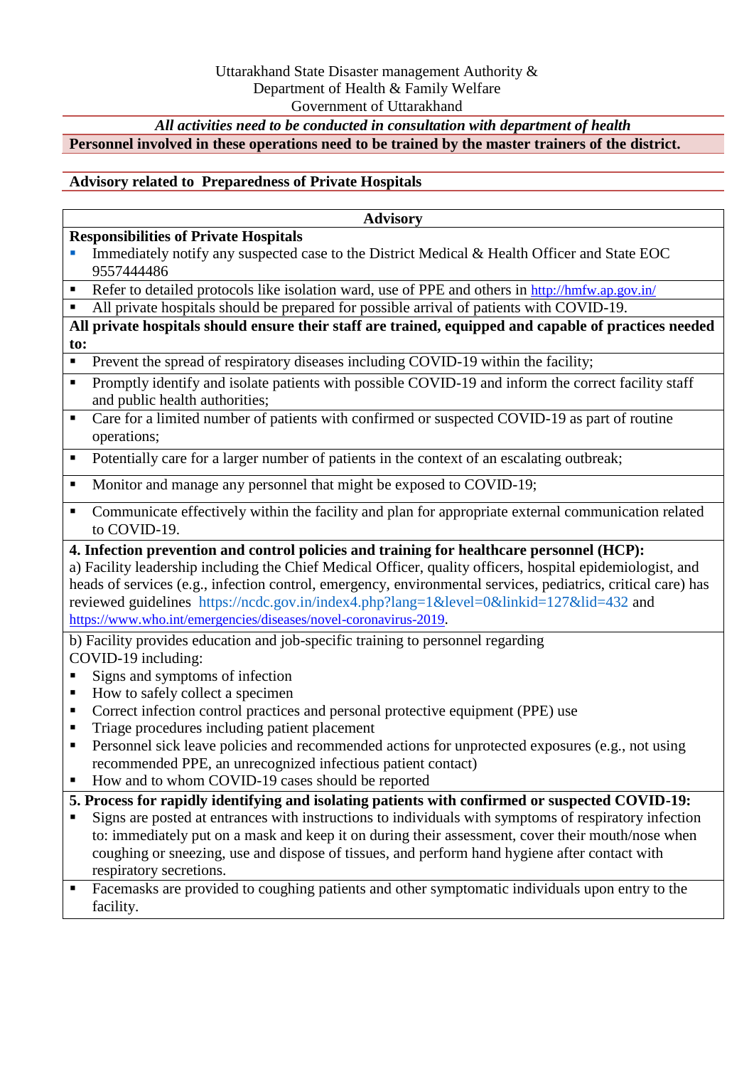Uttarakhand State Disaster management Authority &
Department of Health & Family Welfare
Government of Uttarakhand

***All activities need to be conducted in consultation with department of health***

**Personnel involved in these operations need to be trained by the master trainers of the district.**

**Advisory related to Preparedness of Private Hospitals**

| **Advisory** |
|---|
| **Responsibilities of Private Hospitals**<br>▪ Immediately notify any suspected case to the District Medical & Health Officer and State EOC 9557444486 |
| ▪ Refer to detailed protocols like isolation ward, use of PPE and others in http://hmfw.ap.gov.in/ |
| ▪ All private hospitals should be prepared for possible arrival of patients with COVID-19. |
| **All private hospitals should ensure their staff are trained, equipped and capable of practices needed to:** |
| ▪ Prevent the spread of respiratory diseases including COVID-19 within the facility; |
| ▪ Promptly identify and isolate patients with possible COVID-19 and inform the correct facility staff and public health authorities; |
| ▪ Care for a limited number of patients with confirmed or suspected COVID-19 as part of routine operations; |
| ▪ Potentially care for a larger number of patients in the context of an escalating outbreak; |
| ▪ Monitor and manage any personnel that might be exposed to COVID-19; |
| ▪ Communicate effectively within the facility and plan for appropriate external communication related to COVID-19. |
| **4. Infection prevention and control policies and training for healthcare personnel (HCP):**<br>a) Facility leadership including the Chief Medical Officer, quality officers, hospital epidemiologist, and heads of services (e.g., infection control, emergency, environmental services, pediatrics, critical care) has reviewed guidelines https://ncdc.gov.in/index4.php?lang=1&level=0&linkid=127&lid=432 and https://www.who.int/emergencies/diseases/novel-coronavirus-2019. |
| b) Facility provides education and job-specific training to personnel regarding COVID-19 including:<br>▪ Signs and symptoms of infection<br>▪ How to safely collect a specimen<br>▪ Correct infection control practices and personal protective equipment (PPE) use<br>▪ Triage procedures including patient placement<br>▪ Personnel sick leave policies and recommended actions for unprotected exposures (e.g., not using recommended PPE, an unrecognized infectious patient contact)<br>▪ How and to whom COVID-19 cases should be reported |
| **5. Process for rapidly identifying and isolating patients with confirmed or suspected COVID-19:**<br>▪ Signs are posted at entrances with instructions to individuals with symptoms of respiratory infection to: immediately put on a mask and keep it on during their assessment, cover their mouth/nose when coughing or sneezing, use and dispose of tissues, and perform hand hygiene after contact with respiratory secretions. |
| ▪ Facemasks are provided to coughing patients and other symptomatic individuals upon entry to the facility. |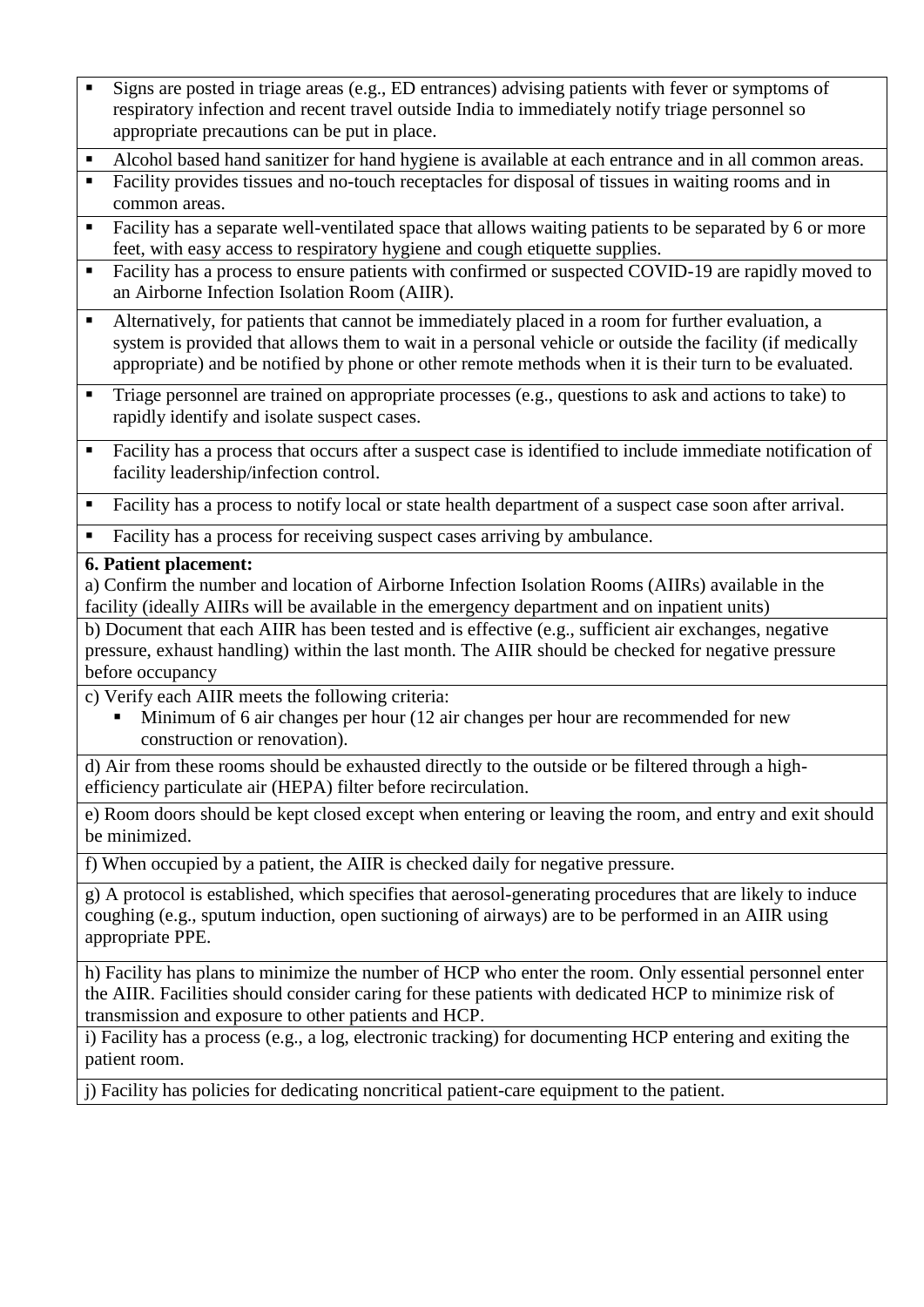- Signs are posted in triage areas (e.g., ED entrances) advising patients with fever or symptoms of respiratory infection and recent travel outside India to immediately notify triage personnel so appropriate precautions can be put in place.
- Alcohol based hand sanitizer for hand hygiene is available at each entrance and in all common areas.
- Facility provides tissues and no-touch receptacles for disposal of tissues in waiting rooms and in common areas.
- Facility has a separate well-ventilated space that allows waiting patients to be separated by 6 or more feet, with easy access to respiratory hygiene and cough etiquette supplies.
- Facility has a process to ensure patients with confirmed or suspected COVID-19 are rapidly moved to an Airborne Infection Isolation Room (AIIR).
- Alternatively, for patients that cannot be immediately placed in a room for further evaluation, a system is provided that allows them to wait in a personal vehicle or outside the facility (if medically appropriate) and be notified by phone or other remote methods when it is their turn to be evaluated.
- Triage personnel are trained on appropriate processes (e.g., questions to ask and actions to take) to rapidly identify and isolate suspect cases.
- Facility has a process that occurs after a suspect case is identified to include immediate notification of facility leadership/infection control.
- Facility has a process to notify local or state health department of a suspect case soon after arrival.
- Facility has a process for receiving suspect cases arriving by ambulance.

**6. Patient placement:**

a) Confirm the number and location of Airborne Infection Isolation Rooms (AIIRs) available in the facility (ideally AIIRs will be available in the emergency department and on inpatient units)

b) Document that each AIIR has been tested and is effective (e.g., sufficient air exchanges, negative pressure, exhaust handling) within the last month. The AIIR should be checked for negative pressure before occupancy

c) Verify each AIIR meets the following criteria:

- Minimum of 6 air changes per hour (12 air changes per hour are recommended for new construction or renovation).

d) Air from these rooms should be exhausted directly to the outside or be filtered through a high-efficiency particulate air (HEPA) filter before recirculation.

e) Room doors should be kept closed except when entering or leaving the room, and entry and exit should be minimized.

f) When occupied by a patient, the AIIR is checked daily for negative pressure.

g) A protocol is established, which specifies that aerosol-generating procedures that are likely to induce coughing (e.g., sputum induction, open suctioning of airways) are to be performed in an AIIR using appropriate PPE.

h) Facility has plans to minimize the number of HCP who enter the room. Only essential personnel enter the AIIR. Facilities should consider caring for these patients with dedicated HCP to minimize risk of transmission and exposure to other patients and HCP.

i) Facility has a process (e.g., a log, electronic tracking) for documenting HCP entering and exiting the patient room.

j) Facility has policies for dedicating noncritical patient-care equipment to the patient.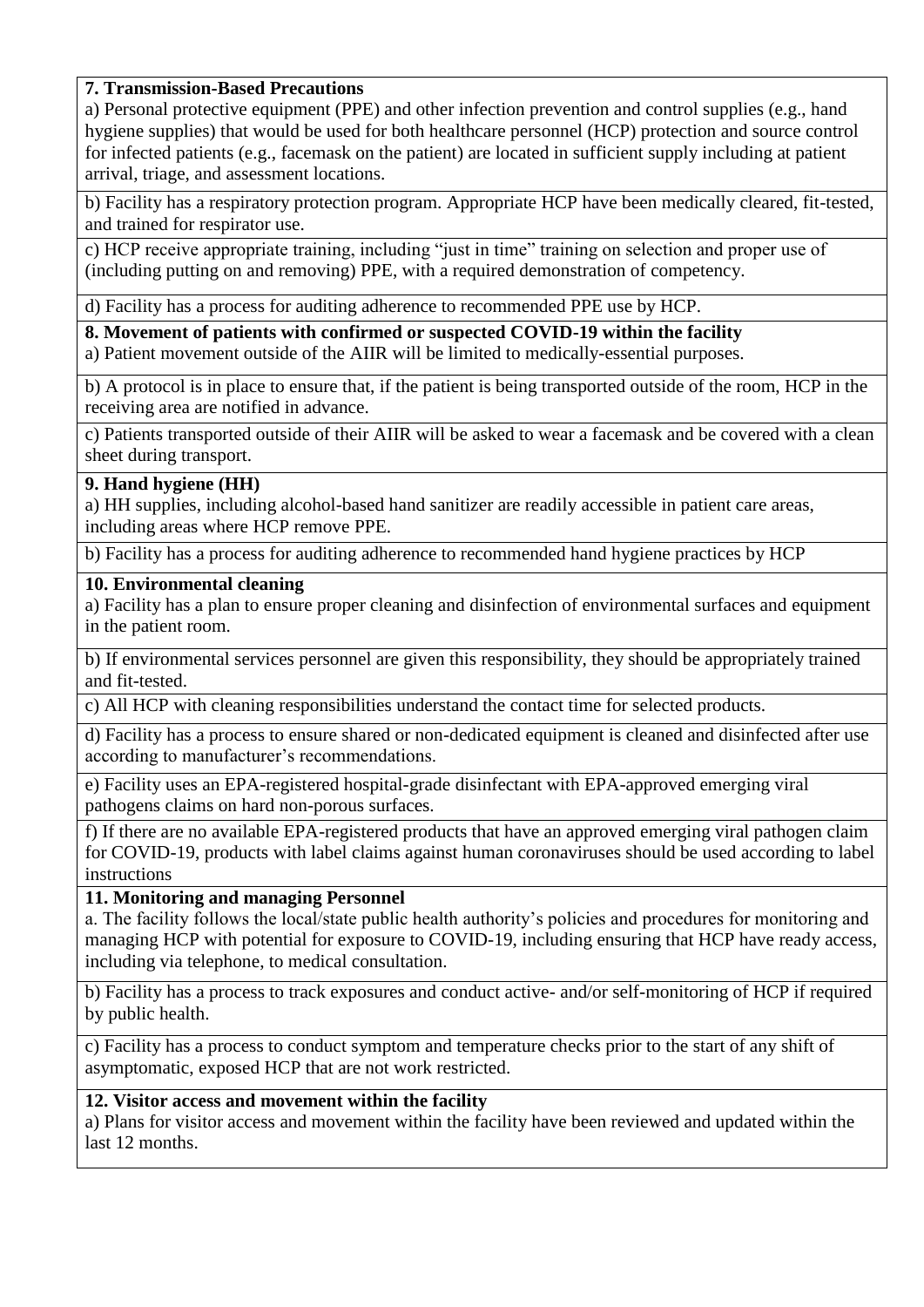**7. Transmission-Based Precautions**

a) Personal protective equipment (PPE) and other infection prevention and control supplies (e.g., hand hygiene supplies) that would be used for both healthcare personnel (HCP) protection and source control for infected patients (e.g., facemask on the patient) are located in sufficient supply including at patient arrival, triage, and assessment locations.

b) Facility has a respiratory protection program. Appropriate HCP have been medically cleared, fit-tested, and trained for respirator use.

c) HCP receive appropriate training, including "just in time" training on selection and proper use of (including putting on and removing) PPE, with a required demonstration of competency.

d) Facility has a process for auditing adherence to recommended PPE use by HCP.

**8. Movement of patients with confirmed or suspected COVID-19 within the facility**

a) Patient movement outside of the AIIR will be limited to medically-essential purposes.

b) A protocol is in place to ensure that, if the patient is being transported outside of the room, HCP in the receiving area are notified in advance.

c) Patients transported outside of their AIIR will be asked to wear a facemask and be covered with a clean sheet during transport.

**9. Hand hygiene (HH)**

a) HH supplies, including alcohol-based hand sanitizer are readily accessible in patient care areas, including areas where HCP remove PPE.

b) Facility has a process for auditing adherence to recommended hand hygiene practices by HCP

**10. Environmental cleaning**

a) Facility has a plan to ensure proper cleaning and disinfection of environmental surfaces and equipment in the patient room.

b) If environmental services personnel are given this responsibility, they should be appropriately trained and fit-tested.

c) All HCP with cleaning responsibilities understand the contact time for selected products.

d) Facility has a process to ensure shared or non-dedicated equipment is cleaned and disinfected after use according to manufacturer's recommendations.

e) Facility uses an EPA-registered hospital-grade disinfectant with EPA-approved emerging viral pathogens claims on hard non-porous surfaces.

f) If there are no available EPA-registered products that have an approved emerging viral pathogen claim for COVID-19, products with label claims against human coronaviruses should be used according to label instructions

**11. Monitoring and managing Personnel**

a. The facility follows the local/state public health authority's policies and procedures for monitoring and managing HCP with potential for exposure to COVID-19, including ensuring that HCP have ready access, including via telephone, to medical consultation.

b) Facility has a process to track exposures and conduct active- and/or self-monitoring of HCP if required by public health.

c) Facility has a process to conduct symptom and temperature checks prior to the start of any shift of asymptomatic, exposed HCP that are not work restricted.

**12. Visitor access and movement within the facility**

a) Plans for visitor access and movement within the facility have been reviewed and updated within the last 12 months.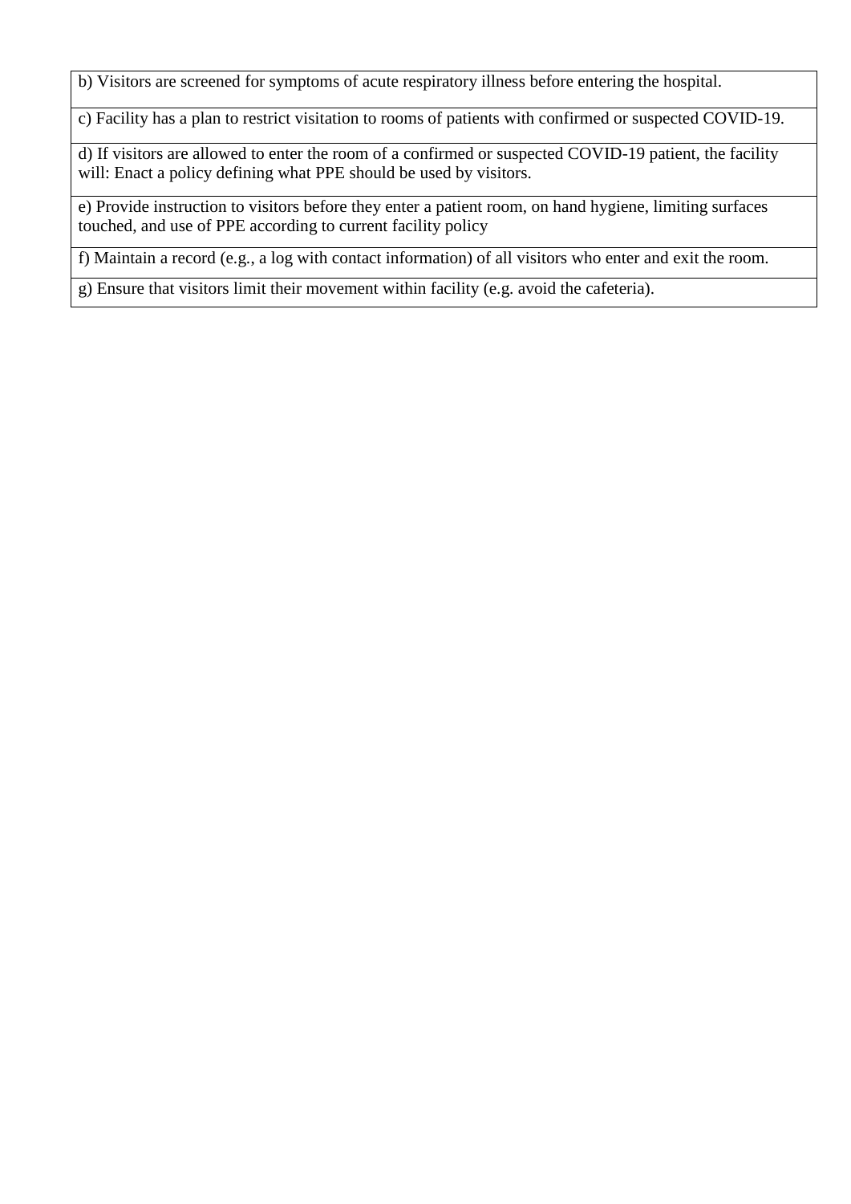| |
|---|
| b) Visitors are screened for symptoms of acute respiratory illness before entering the hospital. |
| c) Facility has a plan to restrict visitation to rooms of patients with confirmed or suspected COVID-19. |
| d) If visitors are allowed to enter the room of a confirmed or suspected COVID-19 patient, the facility will: Enact a policy defining what PPE should be used by visitors. |
| e) Provide instruction to visitors before they enter a patient room, on hand hygiene, limiting surfaces touched, and use of PPE according to current facility policy |
| f) Maintain a record (e.g., a log with contact information) of all visitors who enter and exit the room. |
| g) Ensure that visitors limit their movement within facility (e.g. avoid the cafeteria). |